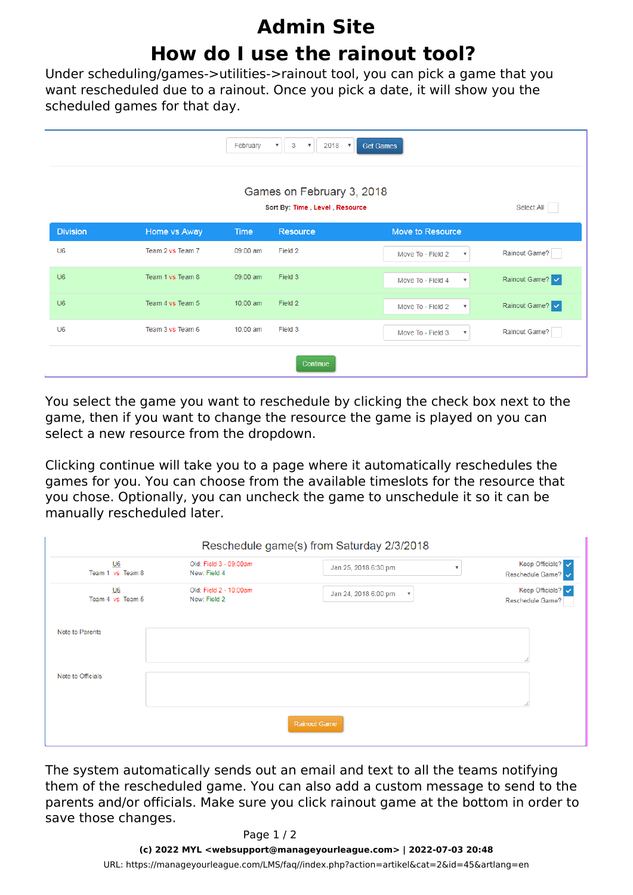# Admin Site

# How do I use the rainout tool?

Under scheduling/games->utilities->rainout tool, you can pick a game that you want rescheduled due to a rainout. Once you pick a date, it will show you the scheduled games for that day.

February | 3 | 2018 | Get Games

Games on February 3, 2018

Sort By: Time , Level , Resource

Select All

| Division | Home vs Away | Time | Resource | Move to Resource | |
|---|---|---|---|---|---|
| U6 | Team 2 vs Team 7 | 09:00 am | Field 2 | Move To - Field 2 | Rainout Game? |
| U6 | Team 1 vs Team 8 | 09:00 am | Field 3 | Move To - Field 4 | Rainout Game? ✓ |
| U6 | Team 4 vs Team 5 | 10:00 am | Field 2 | Move To - Field 2 | Rainout Game? ✓ |
| U6 | Team 3 vs Team 6 | 10:00 am | Field 3 | Move To - Field 3 | Rainout Game? |

Continue

You select the game you want to reschedule by clicking the check box next to the game, then if you want to change the resource the game is played on you can select a new resource from the dropdown.

Clicking continue will take you to a page where it automatically reschedules the games for you. You can choose from the available timeslots for the resource that you chose. Optionally, you can uncheck the game to unschedule it so it can be manually rescheduled later.

Reschedule game(s) from Saturday 2/3/2018

| Game | Old / New | Timeslot | Options |
|---|---|---|---|
| U6 Team 1 vs Team 8 | Old: Field 3 - 09:00am New: Field 4 | Jan 25, 2018 6:30 pm | Keep Officials? ✓ Reschedule Game? ✓ |
| U6 Team 4 vs Team 5 | Old: Field 2 - 10:00am New: Field 2 | Jan 24, 2018 6:00 pm | Keep Officials? ✓ Reschedule Game? |

Note to Parents

Note to Officials

Rainout Game

The system automatically sends out an email and text to all the teams notifying them of the rescheduled game. You can also add a custom message to send to the parents and/or officials. Make sure you click rainout game at the bottom in order to save those changes.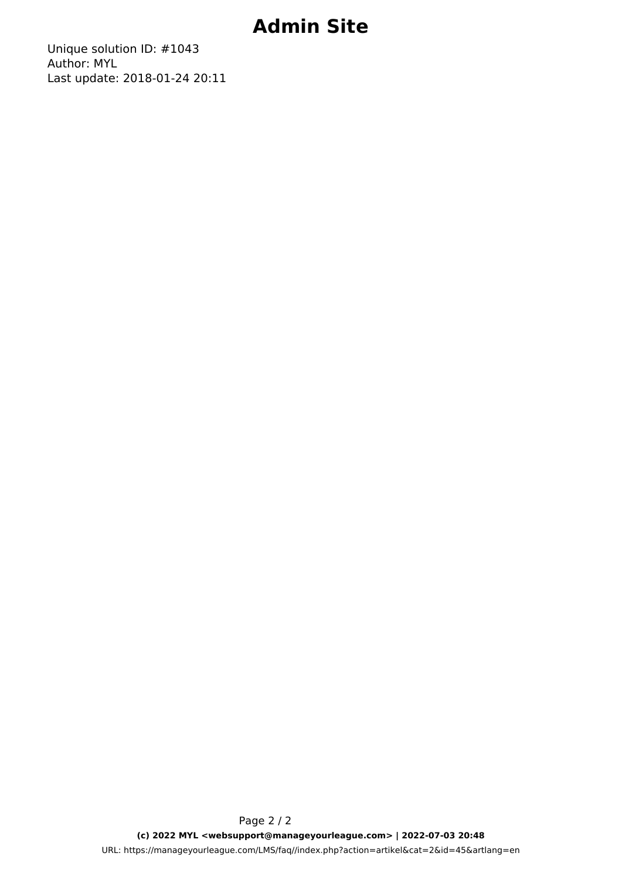Unique solution ID: #1043
Author: MYL
Last update: 2018-01-24 20:11